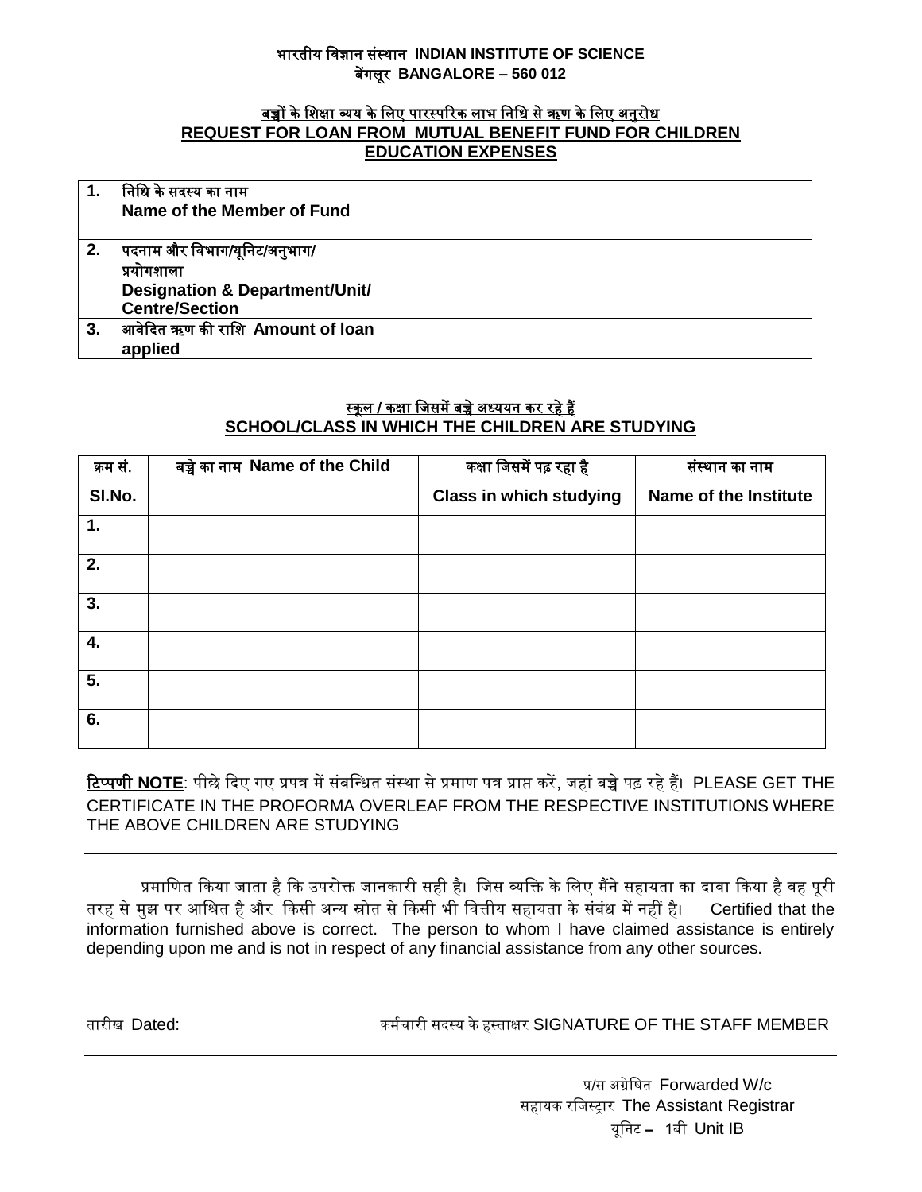**भारतीय विज्ञान संस्थान INDIAN INSTITUTE OF SCIENCE**
**बेंगलूर BANGALORE – 560 012**

## बच्चों के शिक्षा व्यय के लिए पारस्परिक लाभ निधि से ऋण के लिए अनुरोध
## REQUEST FOR LOAN FROM MUTUAL BENEFIT FUND FOR CHILDREN EDUCATION EXPENSES

| | | |
|---|---|---|
| **1.** | निधि के सदस्य का नाम **Name of the Member of Fund** | |
| **2.** | पदनाम और विभाग/यूनिट/अनुभाग/ प्रयोगशाला **Designation & Department/Unit/ Centre/Section** | |
| **3.** | आवेदित ऋण की राशि **Amount of loan applied** | |

### स्कूल / कक्षा जिसमें बच्चे अध्ययन कर रहे हैं
### SCHOOL/CLASS IN WHICH THE CHILDREN ARE STUDYING

| क्रम सं. **Sl.No.** | बच्चे का नाम **Name of the Child** | कक्षा जिसमें पढ़ रहा है **Class in which studying** | संस्थान का नाम **Name of the Institute** |
|---|---|---|---|
| **1.** | | | |
| **2.** | | | |
| **3.** | | | |
| **4.** | | | |
| **5.** | | | |
| **6.** | | | |

**टिप्पणी NOTE**: पीछे दिए गए प्रपत्र में संबन्धित संस्था से प्रमाण पत्र प्राप्त करें, जहां बच्चे पढ़ रहे हैं। PLEASE GET THE CERTIFICATE IN THE PROFORMA OVERLEAF FROM THE RESPECTIVE INSTITUTIONS WHERE THE ABOVE CHILDREN ARE STUDYING

---

प्रमाणित किया जाता है कि उपरोक्त जानकारी सही है। जिस व्यक्ति के लिए मैंने सहायता का दावा किया है वह पूरी तरह से मुझ पर आश्रित है और किसी अन्य स्रोत से किसी भी वित्तीय सहायता के संबंध में नहीं है। Certified that the information furnished above is correct. The person to whom I have claimed assistance is entirely depending upon me and is not in respect of any financial assistance from any other sources.

तारीख Dated: कर्मचारी सदस्य के हस्ताक्षर SIGNATURE OF THE STAFF MEMBER

---

प्र/स अग्रेषित Forwarded W/c
सहायक रजिस्ट्रार The Assistant Registrar
यूनिट – 1बी Unit IB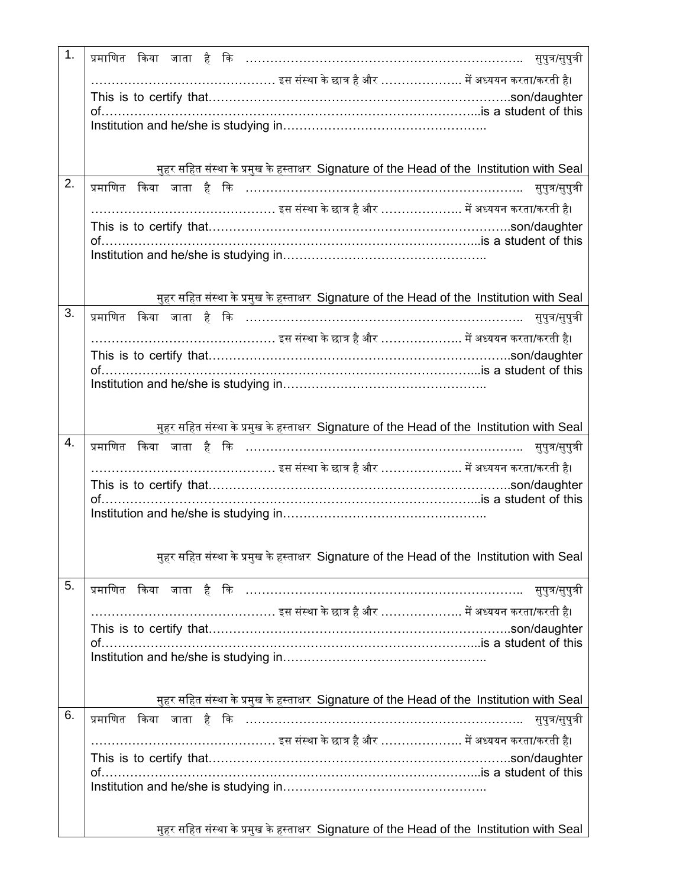| | |
|---|---|
| 1. | प्रमाणित किया जाता है कि ………………………………………………………….. सुपुत्र/सुपुत्री ……………………………………… इस संस्था के छात्र है और ……………….. में अध्ययन करता/करती है। This is to certify that……………………………………………………………….son/daughter of…………………………………………………………………………...is a student of this Institution and he/she is studying in………………………………………….. मुहर सहित संस्था के प्रमुख के हस्ताक्षर Signature of the Head of the Institution with Seal |
| 2. | प्रमाणित किया जाता है कि ………………………………………………………….. सुपुत्र/सुपुत्री ……………………………………… इस संस्था के छात्र है और ……………….. में अध्ययन करता/करती है। This is to certify that……………………………………………………………….son/daughter of…………………………………………………………………………...is a student of this Institution and he/she is studying in………………………………………….. मुहर सहित संस्था के प्रमुख के हस्ताक्षर Signature of the Head of the Institution with Seal |
| 3. | प्रमाणित किया जाता है कि ………………………………………………………….. सुपुत्र/सुपुत्री ……………………………………… इस संस्था के छात्र है और ……………….. में अध्ययन करता/करती है। This is to certify that……………………………………………………………….son/daughter of…………………………………………………………………………...is a student of this Institution and he/she is studying in………………………………………….. मुहर सहित संस्था के प्रमुख के हस्ताक्षर Signature of the Head of the Institution with Seal |
| 4. | प्रमाणित किया जाता है कि ………………………………………………………….. सुपुत्र/सुपुत्री ……………………………………… इस संस्था के छात्र है और ……………….. में अध्ययन करता/करती है। This is to certify that……………………………………………………………….son/daughter of…………………………………………………………………………...is a student of this Institution and he/she is studying in………………………………………….. मुहर सहित संस्था के प्रमुख के हस्ताक्षर Signature of the Head of the Institution with Seal |
| 5. | प्रमाणित किया जाता है कि ………………………………………………………….. सुपुत्र/सुपुत्री ……………………………………… इस संस्था के छात्र है और ……………….. में अध्ययन करता/करती है। This is to certify that……………………………………………………………….son/daughter of…………………………………………………………………………...is a student of this Institution and he/she is studying in………………………………………….. मुहर सहित संस्था के प्रमुख के हस्ताक्षर Signature of the Head of the Institution with Seal |
| 6. | प्रमाणित किया जाता है कि ………………………………………………………….. सुपुत्र/सुपुत्री ……………………………………… इस संस्था के छात्र है और ……………….. में अध्ययन करता/करती है। This is to certify that……………………………………………………………….son/daughter of…………………………………………………………………………...is a student of this Institution and he/she is studying in………………………………………….. मुहर सहित संस्था के प्रमुख के हस्ताक्षर Signature of the Head of the Institution with Seal |